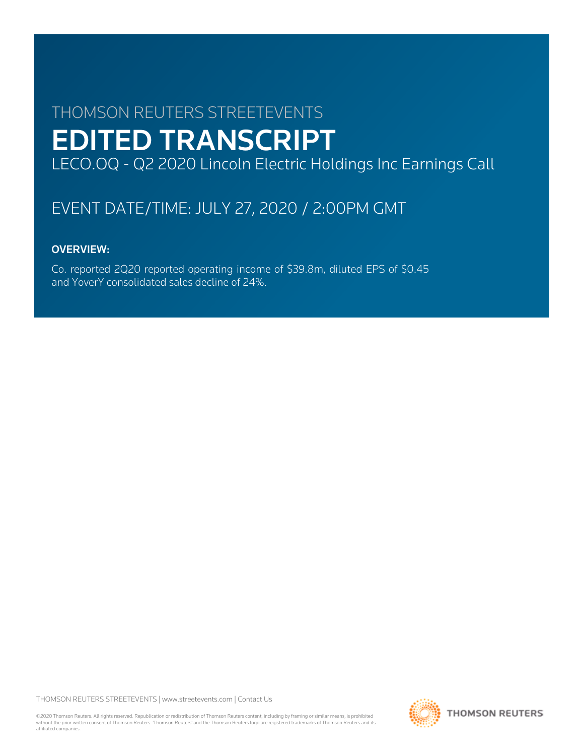THOMSON REUTERS STREETEVENTS

# EDITED TRANSCRIPT

LECO.OQ - Q2 2020 Lincoln Electric Holdings Inc Earnings Call

## EVENT DATE/TIME: JULY 27, 2020 / 2:00PM GMT

### OVERVIEW:

Co. reported 2Q20 reported operating income of $39.8m, diluted EPS of $0.45 and YoverY consolidated sales decline of 24%.

©2020 Thomson Reuters. All rights reserved. Republication or redistribution of Thomson Reuters content, including by framing or similar means, is prohibited without the prior written consent of Thomson Reuters. 'Thomson Reuters' and the Thomson Reuters logo are registered trademarks of Thomson Reuters and its affiliated companies.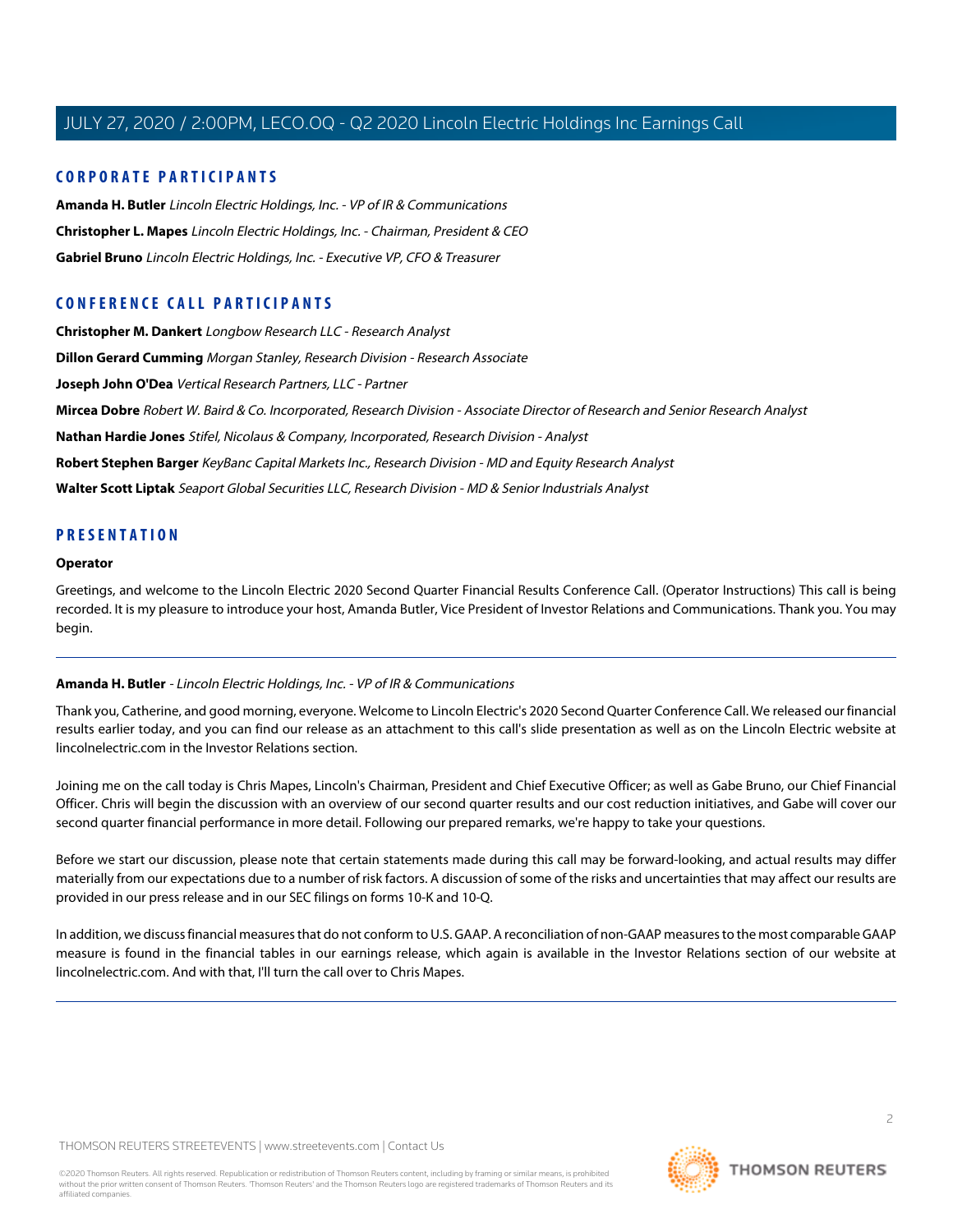## CORPORATE PARTICIPANTS

**Amanda H. Butler** *Lincoln Electric Holdings, Inc. - VP of IR & Communications*

**Christopher L. Mapes** *Lincoln Electric Holdings, Inc. - Chairman, President & CEO*

**Gabriel Bruno** *Lincoln Electric Holdings, Inc. - Executive VP, CFO & Treasurer*

## CONFERENCE CALL PARTICIPANTS

**Christopher M. Dankert** *Longbow Research LLC - Research Analyst*

**Dillon Gerard Cumming** *Morgan Stanley, Research Division - Research Associate*

**Joseph John O'Dea** *Vertical Research Partners, LLC - Partner*

**Mircea Dobre** *Robert W. Baird & Co. Incorporated, Research Division - Associate Director of Research and Senior Research Analyst*

**Nathan Hardie Jones** *Stifel, Nicolaus & Company, Incorporated, Research Division - Analyst*

**Robert Stephen Barger** *KeyBanc Capital Markets Inc., Research Division - MD and Equity Research Analyst*

**Walter Scott Liptak** *Seaport Global Securities LLC, Research Division - MD & Senior Industrials Analyst*

## PRESENTATION

### Operator

Greetings, and welcome to the Lincoln Electric 2020 Second Quarter Financial Results Conference Call. (Operator Instructions) This call is being recorded. It is my pleasure to introduce your host, Amanda Butler, Vice President of Investor Relations and Communications. Thank you. You may begin.

---

**Amanda H. Butler** - *Lincoln Electric Holdings, Inc. - VP of IR & Communications*

Thank you, Catherine, and good morning, everyone. Welcome to Lincoln Electric's 2020 Second Quarter Conference Call. We released our financial results earlier today, and you can find our release as an attachment to this call's slide presentation as well as on the Lincoln Electric website at lincolnelectric.com in the Investor Relations section.

Joining me on the call today is Chris Mapes, Lincoln's Chairman, President and Chief Executive Officer; as well as Gabe Bruno, our Chief Financial Officer. Chris will begin the discussion with an overview of our second quarter results and our cost reduction initiatives, and Gabe will cover our second quarter financial performance in more detail. Following our prepared remarks, we're happy to take your questions.

Before we start our discussion, please note that certain statements made during this call may be forward-looking, and actual results may differ materially from our expectations due to a number of risk factors. A discussion of some of the risks and uncertainties that may affect our results are provided in our press release and in our SEC filings on forms 10-K and 10-Q.

In addition, we discuss financial measures that do not conform to U.S. GAAP. A reconciliation of non-GAAP measures to the most comparable GAAP measure is found in the financial tables in our earnings release, which again is available in the Investor Relations section of our website at lincolnelectric.com. And with that, I'll turn the call over to Chris Mapes.

---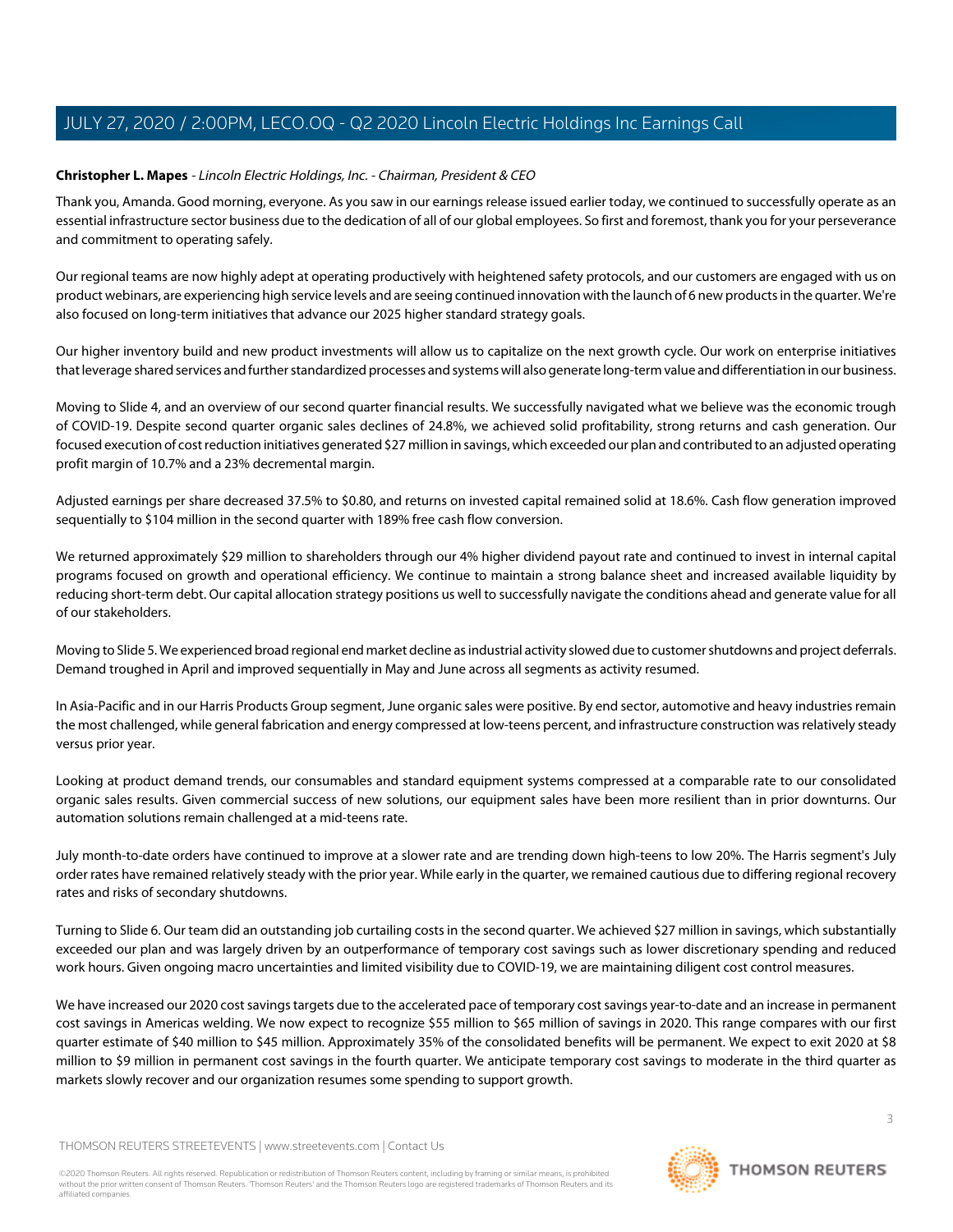**Christopher L. Mapes** - *Lincoln Electric Holdings, Inc. - Chairman, President & CEO*

Thank you, Amanda. Good morning, everyone. As you saw in our earnings release issued earlier today, we continued to successfully operate as an essential infrastructure sector business due to the dedication of all of our global employees. So first and foremost, thank you for your perseverance and commitment to operating safely.

Our regional teams are now highly adept at operating productively with heightened safety protocols, and our customers are engaged with us on product webinars, are experiencing high service levels and are seeing continued innovation with the launch of 6 new products in the quarter. We're also focused on long-term initiatives that advance our 2025 higher standard strategy goals.

Our higher inventory build and new product investments will allow us to capitalize on the next growth cycle. Our work on enterprise initiatives that leverage shared services and further standardized processes and systems will also generate long-term value and differentiation in our business.

Moving to Slide 4, and an overview of our second quarter financial results. We successfully navigated what we believe was the economic trough of COVID-19. Despite second quarter organic sales declines of 24.8%, we achieved solid profitability, strong returns and cash generation. Our focused execution of cost reduction initiatives generated $27 million in savings, which exceeded our plan and contributed to an adjusted operating profit margin of 10.7% and a 23% decremental margin.

Adjusted earnings per share decreased 37.5% to $0.80, and returns on invested capital remained solid at 18.6%. Cash flow generation improved sequentially to $104 million in the second quarter with 189% free cash flow conversion.

We returned approximately $29 million to shareholders through our 4% higher dividend payout rate and continued to invest in internal capital programs focused on growth and operational efficiency. We continue to maintain a strong balance sheet and increased available liquidity by reducing short-term debt. Our capital allocation strategy positions us well to successfully navigate the conditions ahead and generate value for all of our stakeholders.

Moving to Slide 5. We experienced broad regional end market decline as industrial activity slowed due to customer shutdowns and project deferrals. Demand troughed in April and improved sequentially in May and June across all segments as activity resumed.

In Asia-Pacific and in our Harris Products Group segment, June organic sales were positive. By end sector, automotive and heavy industries remain the most challenged, while general fabrication and energy compressed at low-teens percent, and infrastructure construction was relatively steady versus prior year.

Looking at product demand trends, our consumables and standard equipment systems compressed at a comparable rate to our consolidated organic sales results. Given commercial success of new solutions, our equipment sales have been more resilient than in prior downturns. Our automation solutions remain challenged at a mid-teens rate.

July month-to-date orders have continued to improve at a slower rate and are trending down high-teens to low 20%. The Harris segment's July order rates have remained relatively steady with the prior year. While early in the quarter, we remained cautious due to differing regional recovery rates and risks of secondary shutdowns.

Turning to Slide 6. Our team did an outstanding job curtailing costs in the second quarter. We achieved $27 million in savings, which substantially exceeded our plan and was largely driven by an outperformance of temporary cost savings such as lower discretionary spending and reduced work hours. Given ongoing macro uncertainties and limited visibility due to COVID-19, we are maintaining diligent cost control measures.

We have increased our 2020 cost savings targets due to the accelerated pace of temporary cost savings year-to-date and an increase in permanent cost savings in Americas welding. We now expect to recognize $55 million to $65 million of savings in 2020. This range compares with our first quarter estimate of $40 million to $45 million. Approximately 35% of the consolidated benefits will be permanent. We expect to exit 2020 at $8 million to $9 million in permanent cost savings in the fourth quarter. We anticipate temporary cost savings to moderate in the third quarter as markets slowly recover and our organization resumes some spending to support growth.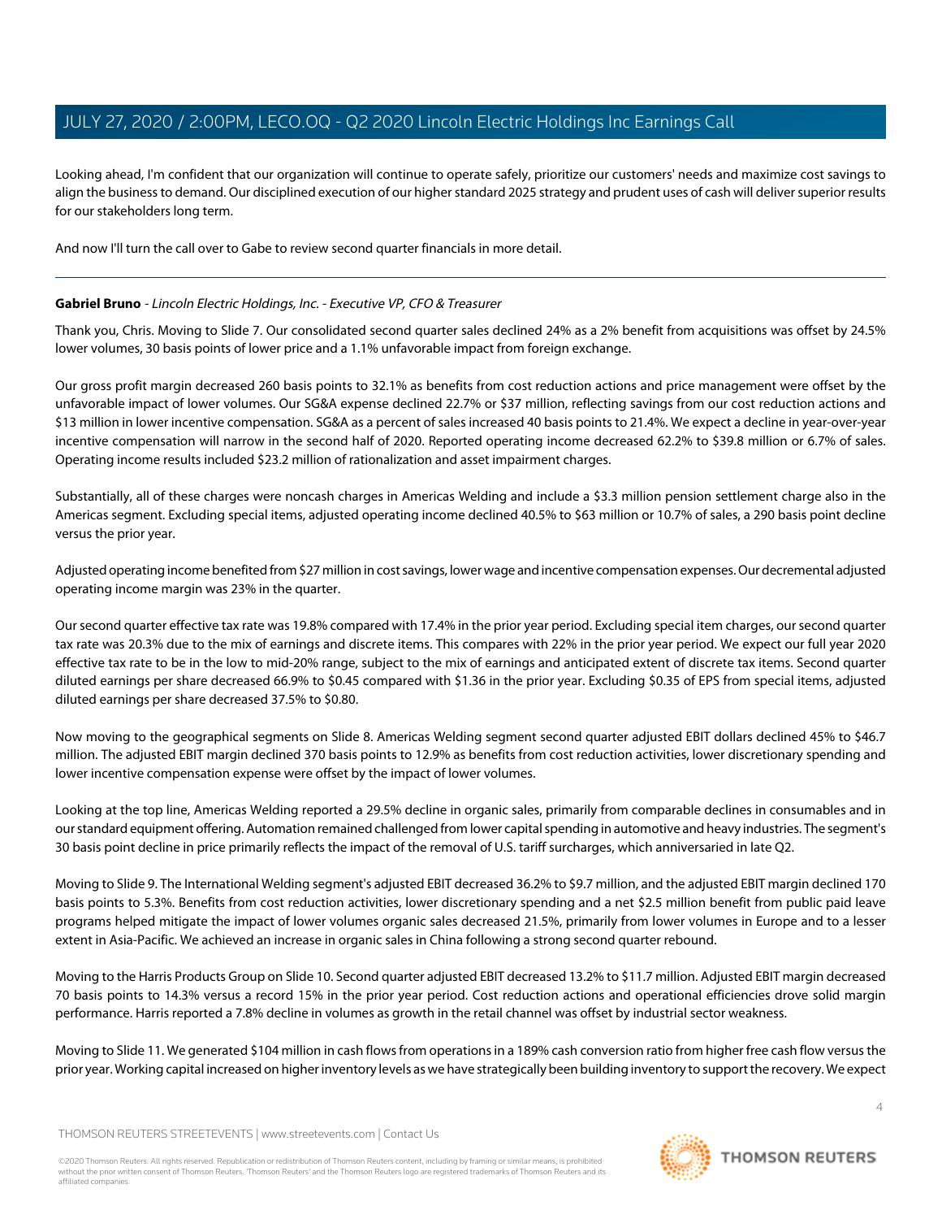Looking ahead, I'm confident that our organization will continue to operate safely, prioritize our customers' needs and maximize cost savings to align the business to demand. Our disciplined execution of our higher standard 2025 strategy and prudent uses of cash will deliver superior results for our stakeholders long term.

And now I'll turn the call over to Gabe to review second quarter financials in more detail.

---

**Gabriel Bruno** - *Lincoln Electric Holdings, Inc. - Executive VP, CFO & Treasurer*

Thank you, Chris. Moving to Slide 7. Our consolidated second quarter sales declined 24% as a 2% benefit from acquisitions was offset by 24.5% lower volumes, 30 basis points of lower price and a 1.1% unfavorable impact from foreign exchange.

Our gross profit margin decreased 260 basis points to 32.1% as benefits from cost reduction actions and price management were offset by the unfavorable impact of lower volumes. Our SG&A expense declined 22.7% or $37 million, reflecting savings from our cost reduction actions and $13 million in lower incentive compensation. SG&A as a percent of sales increased 40 basis points to 21.4%. We expect a decline in year-over-year incentive compensation will narrow in the second half of 2020. Reported operating income decreased 62.2% to $39.8 million or 6.7% of sales. Operating income results included $23.2 million of rationalization and asset impairment charges.

Substantially, all of these charges were noncash charges in Americas Welding and include a $3.3 million pension settlement charge also in the Americas segment. Excluding special items, adjusted operating income declined 40.5% to $63 million or 10.7% of sales, a 290 basis point decline versus the prior year.

Adjusted operating income benefited from $27 million in cost savings, lower wage and incentive compensation expenses. Our decremental adjusted operating income margin was 23% in the quarter.

Our second quarter effective tax rate was 19.8% compared with 17.4% in the prior year period. Excluding special item charges, our second quarter tax rate was 20.3% due to the mix of earnings and discrete items. This compares with 22% in the prior year period. We expect our full year 2020 effective tax rate to be in the low to mid-20% range, subject to the mix of earnings and anticipated extent of discrete tax items. Second quarter diluted earnings per share decreased 66.9% to $0.45 compared with $1.36 in the prior year. Excluding $0.35 of EPS from special items, adjusted diluted earnings per share decreased 37.5% to $0.80.

Now moving to the geographical segments on Slide 8. Americas Welding segment second quarter adjusted EBIT dollars declined 45% to $46.7 million. The adjusted EBIT margin declined 370 basis points to 12.9% as benefits from cost reduction activities, lower discretionary spending and lower incentive compensation expense were offset by the impact of lower volumes.

Looking at the top line, Americas Welding reported a 29.5% decline in organic sales, primarily from comparable declines in consumables and in our standard equipment offering. Automation remained challenged from lower capital spending in automotive and heavy industries. The segment's 30 basis point decline in price primarily reflects the impact of the removal of U.S. tariff surcharges, which anniversaried in late Q2.

Moving to Slide 9. The International Welding segment's adjusted EBIT decreased 36.2% to $9.7 million, and the adjusted EBIT margin declined 170 basis points to 5.3%. Benefits from cost reduction activities, lower discretionary spending and a net $2.5 million benefit from public paid leave programs helped mitigate the impact of lower volumes organic sales decreased 21.5%, primarily from lower volumes in Europe and to a lesser extent in Asia-Pacific. We achieved an increase in organic sales in China following a strong second quarter rebound.

Moving to the Harris Products Group on Slide 10. Second quarter adjusted EBIT decreased 13.2% to $11.7 million. Adjusted EBIT margin decreased 70 basis points to 14.3% versus a record 15% in the prior year period. Cost reduction actions and operational efficiencies drove solid margin performance. Harris reported a 7.8% decline in volumes as growth in the retail channel was offset by industrial sector weakness.

Moving to Slide 11. We generated $104 million in cash flows from operations in a 189% cash conversion ratio from higher free cash flow versus the prior year. Working capital increased on higher inventory levels as we have strategically been building inventory to support the recovery. We expect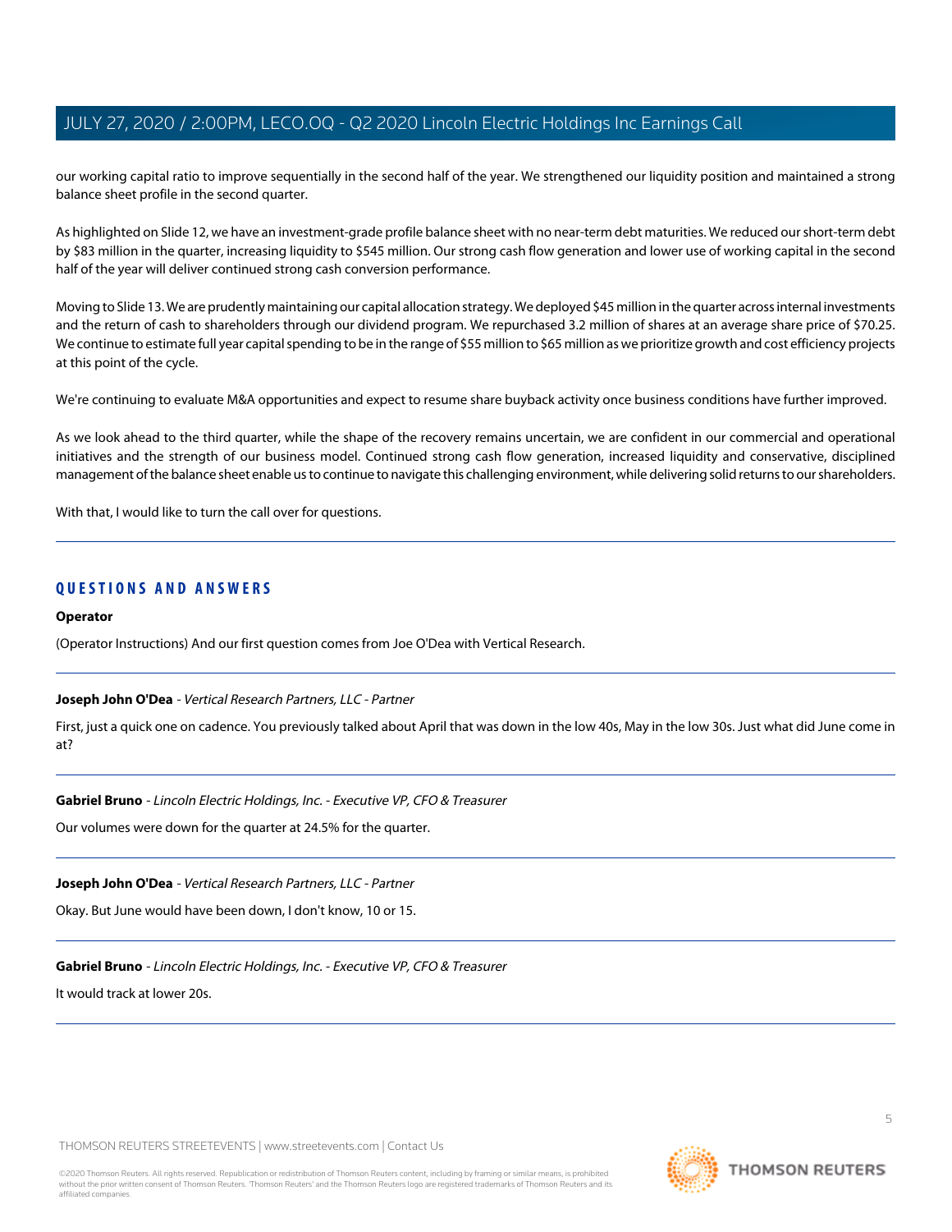our working capital ratio to improve sequentially in the second half of the year. We strengthened our liquidity position and maintained a strong balance sheet profile in the second quarter.

As highlighted on Slide 12, we have an investment-grade profile balance sheet with no near-term debt maturities. We reduced our short-term debt by $83 million in the quarter, increasing liquidity to $545 million. Our strong cash flow generation and lower use of working capital in the second half of the year will deliver continued strong cash conversion performance.

Moving to Slide 13. We are prudently maintaining our capital allocation strategy. We deployed $45 million in the quarter across internal investments and the return of cash to shareholders through our dividend program. We repurchased 3.2 million of shares at an average share price of $70.25. We continue to estimate full year capital spending to be in the range of $55 million to $65 million as we prioritize growth and cost efficiency projects at this point of the cycle.

We're continuing to evaluate M&A opportunities and expect to resume share buyback activity once business conditions have further improved.

As we look ahead to the third quarter, while the shape of the recovery remains uncertain, we are confident in our commercial and operational initiatives and the strength of our business model. Continued strong cash flow generation, increased liquidity and conservative, disciplined management of the balance sheet enable us to continue to navigate this challenging environment, while delivering solid returns to our shareholders.

With that, I would like to turn the call over for questions.

---

## QUESTIONS AND ANSWERS

**Operator**

(Operator Instructions) And our first question comes from Joe O'Dea with Vertical Research.

---

**Joseph John O'Dea** - *Vertical Research Partners, LLC - Partner*

First, just a quick one on cadence. You previously talked about April that was down in the low 40s, May in the low 30s. Just what did June come in at?

---

**Gabriel Bruno** - *Lincoln Electric Holdings, Inc. - Executive VP, CFO & Treasurer*

Our volumes were down for the quarter at 24.5% for the quarter.

---

**Joseph John O'Dea** - *Vertical Research Partners, LLC - Partner*

Okay. But June would have been down, I don't know, 10 or 15.

---

**Gabriel Bruno** - *Lincoln Electric Holdings, Inc. - Executive VP, CFO & Treasurer*

It would track at lower 20s.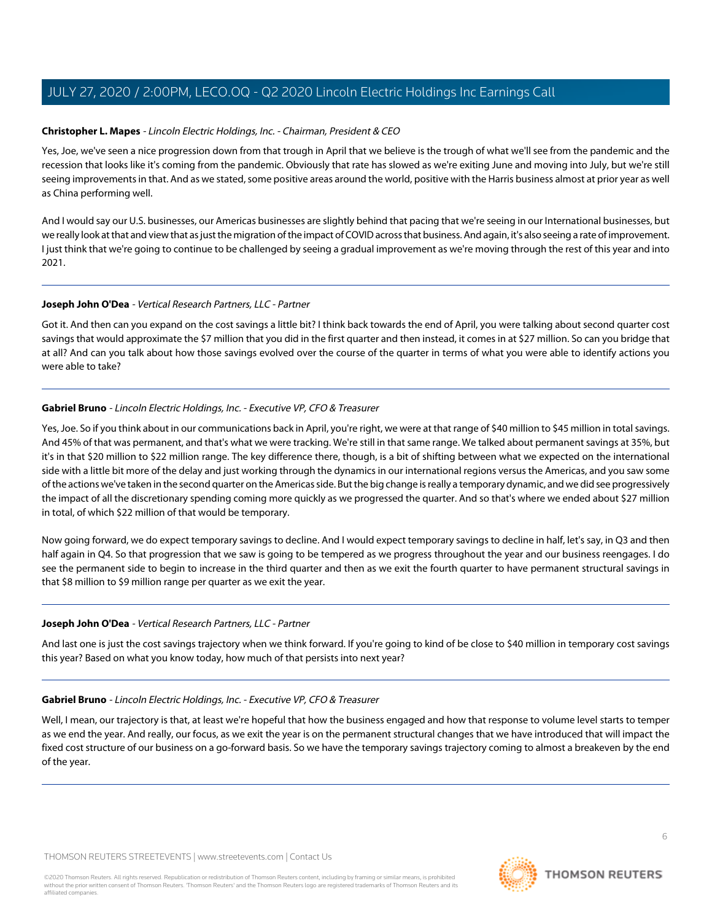**Christopher L. Mapes** - *Lincoln Electric Holdings, Inc. - Chairman, President & CEO*

Yes, Joe, we've seen a nice progression down from that trough in April that we believe is the trough of what we'll see from the pandemic and the recession that looks like it's coming from the pandemic. Obviously that rate has slowed as we're exiting June and moving into July, but we're still seeing improvements in that. And as we stated, some positive areas around the world, positive with the Harris business almost at prior year as well as China performing well.

And I would say our U.S. businesses, our Americas businesses are slightly behind that pacing that we're seeing in our International businesses, but we really look at that and view that as just the migration of the impact of COVID across that business. And again, it's also seeing a rate of improvement. I just think that we're going to continue to be challenged by seeing a gradual improvement as we're moving through the rest of this year and into 2021.

---

**Joseph John O'Dea** - *Vertical Research Partners, LLC - Partner*

Got it. And then can you expand on the cost savings a little bit? I think back towards the end of April, you were talking about second quarter cost savings that would approximate the $7 million that you did in the first quarter and then instead, it comes in at $27 million. So can you bridge that at all? And can you talk about how those savings evolved over the course of the quarter in terms of what you were able to identify actions you were able to take?

---

**Gabriel Bruno** - *Lincoln Electric Holdings, Inc. - Executive VP, CFO & Treasurer*

Yes, Joe. So if you think about in our communications back in April, you're right, we were at that range of $40 million to $45 million in total savings. And 45% of that was permanent, and that's what we were tracking. We're still in that same range. We talked about permanent savings at 35%, but it's in that $20 million to $22 million range. The key difference there, though, is a bit of shifting between what we expected on the international side with a little bit more of the delay and just working through the dynamics in our international regions versus the Americas, and you saw some of the actions we've taken in the second quarter on the Americas side. But the big change is really a temporary dynamic, and we did see progressively the impact of all the discretionary spending coming more quickly as we progressed the quarter. And so that's where we ended about $27 million in total, of which $22 million of that would be temporary.

Now going forward, we do expect temporary savings to decline. And I would expect temporary savings to decline in half, let's say, in Q3 and then half again in Q4. So that progression that we saw is going to be tempered as we progress throughout the year and our business reengages. I do see the permanent side to begin to increase in the third quarter and then as we exit the fourth quarter to have permanent structural savings in that $8 million to $9 million range per quarter as we exit the year.

---

**Joseph John O'Dea** - *Vertical Research Partners, LLC - Partner*

And last one is just the cost savings trajectory when we think forward. If you're going to kind of be close to $40 million in temporary cost savings this year? Based on what you know today, how much of that persists into next year?

---

**Gabriel Bruno** - *Lincoln Electric Holdings, Inc. - Executive VP, CFO & Treasurer*

Well, I mean, our trajectory is that, at least we're hopeful that how the business engaged and how that response to volume level starts to temper as we end the year. And really, our focus, as we exit the year is on the permanent structural changes that we have introduced that will impact the fixed cost structure of our business on a go-forward basis. So we have the temporary savings trajectory coming to almost a breakeven by the end of the year.

---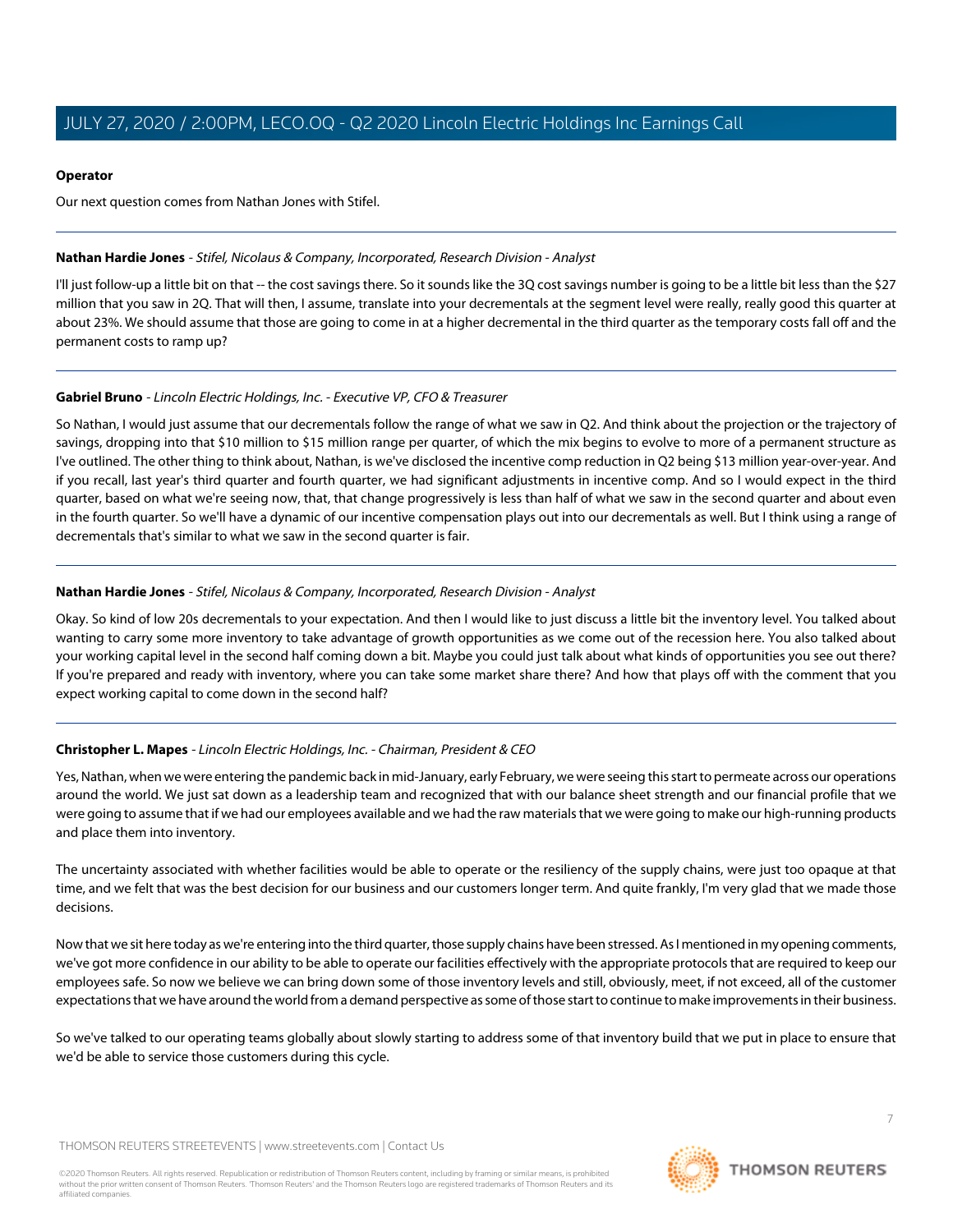**Operator**

Our next question comes from Nathan Jones with Stifel.

---

**Nathan Hardie Jones** - *Stifel, Nicolaus & Company, Incorporated, Research Division - Analyst*

I'll just follow-up a little bit on that -- the cost savings there. So it sounds like the 3Q cost savings number is going to be a little bit less than the $27 million that you saw in 2Q. That will then, I assume, translate into your decrementals at the segment level were really, really good this quarter at about 23%. We should assume that those are going to come in at a higher decremental in the third quarter as the temporary costs fall off and the permanent costs to ramp up?

---

**Gabriel Bruno** - *Lincoln Electric Holdings, Inc. - Executive VP, CFO & Treasurer*

So Nathan, I would just assume that our decrementals follow the range of what we saw in Q2. And think about the projection or the trajectory of savings, dropping into that $10 million to $15 million range per quarter, of which the mix begins to evolve to more of a permanent structure as I've outlined. The other thing to think about, Nathan, is we've disclosed the incentive comp reduction in Q2 being $13 million year-over-year. And if you recall, last year's third quarter and fourth quarter, we had significant adjustments in incentive comp. And so I would expect in the third quarter, based on what we're seeing now, that, that change progressively is less than half of what we saw in the second quarter and about even in the fourth quarter. So we'll have a dynamic of our incentive compensation plays out into our decrementals as well. But I think using a range of decrementals that's similar to what we saw in the second quarter is fair.

---

**Nathan Hardie Jones** - *Stifel, Nicolaus & Company, Incorporated, Research Division - Analyst*

Okay. So kind of low 20s decrementals to your expectation. And then I would like to just discuss a little bit the inventory level. You talked about wanting to carry some more inventory to take advantage of growth opportunities as we come out of the recession here. You also talked about your working capital level in the second half coming down a bit. Maybe you could just talk about what kinds of opportunities you see out there? If you're prepared and ready with inventory, where you can take some market share there? And how that plays off with the comment that you expect working capital to come down in the second half?

---

**Christopher L. Mapes** - *Lincoln Electric Holdings, Inc. - Chairman, President & CEO*

Yes, Nathan, when we were entering the pandemic back in mid-January, early February, we were seeing this start to permeate across our operations around the world. We just sat down as a leadership team and recognized that with our balance sheet strength and our financial profile that we were going to assume that if we had our employees available and we had the raw materials that we were going to make our high-running products and place them into inventory.

The uncertainty associated with whether facilities would be able to operate or the resiliency of the supply chains, were just too opaque at that time, and we felt that was the best decision for our business and our customers longer term. And quite frankly, I'm very glad that we made those decisions.

Now that we sit here today as we're entering into the third quarter, those supply chains have been stressed. As I mentioned in my opening comments, we've got more confidence in our ability to be able to operate our facilities effectively with the appropriate protocols that are required to keep our employees safe. So now we believe we can bring down some of those inventory levels and still, obviously, meet, if not exceed, all of the customer expectations that we have around the world from a demand perspective as some of those start to continue to make improvements in their business.

So we've talked to our operating teams globally about slowly starting to address some of that inventory build that we put in place to ensure that we'd be able to service those customers during this cycle.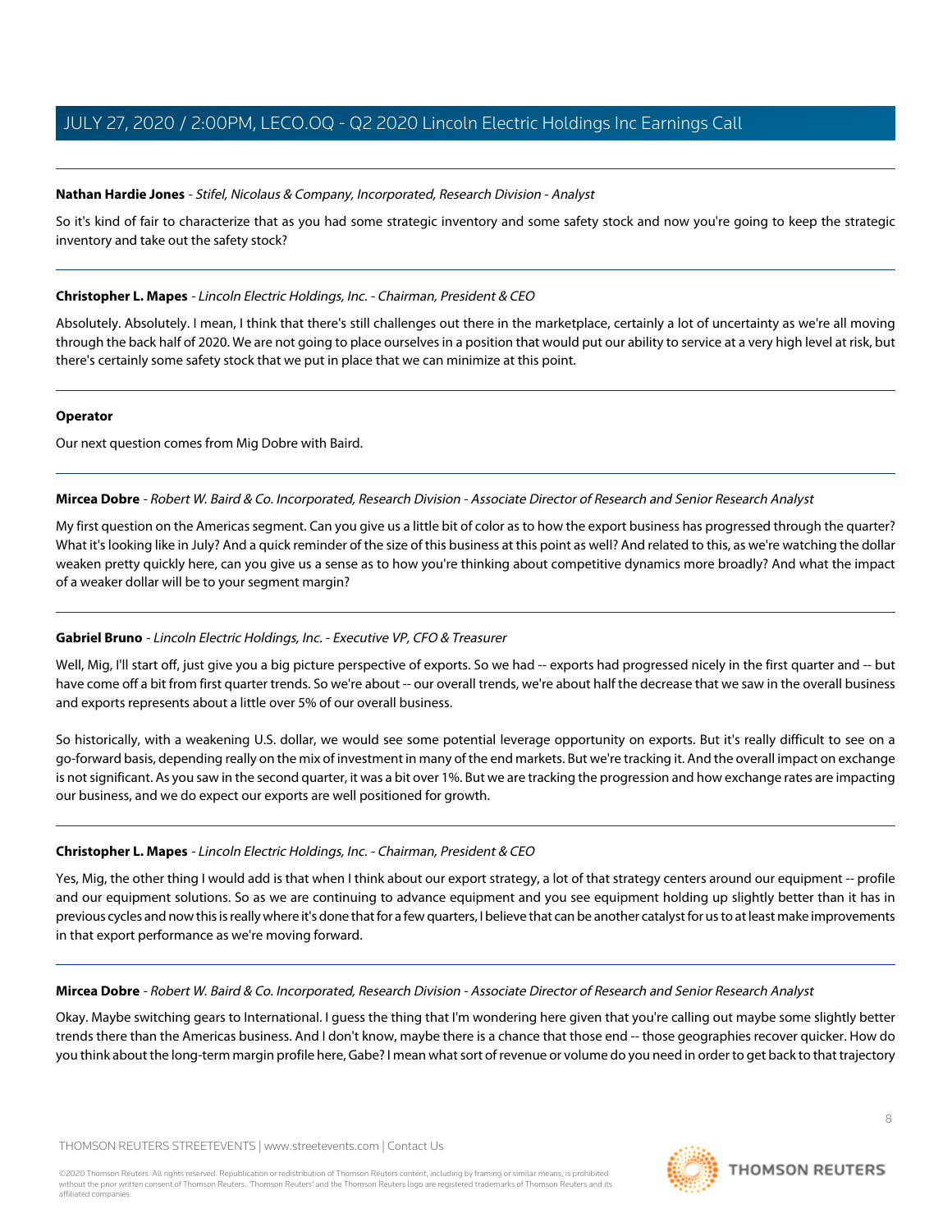**Nathan Hardie Jones** - *Stifel, Nicolaus & Company, Incorporated, Research Division - Analyst*

So it's kind of fair to characterize that as you had some strategic inventory and some safety stock and now you're going to keep the strategic inventory and take out the safety stock?

---

**Christopher L. Mapes** - *Lincoln Electric Holdings, Inc. - Chairman, President & CEO*

Absolutely. Absolutely. I mean, I think that there's still challenges out there in the marketplace, certainly a lot of uncertainty as we're all moving through the back half of 2020. We are not going to place ourselves in a position that would put our ability to service at a very high level at risk, but there's certainly some safety stock that we put in place that we can minimize at this point.

---

**Operator**

Our next question comes from Mig Dobre with Baird.

---

**Mircea Dobre** - *Robert W. Baird & Co. Incorporated, Research Division - Associate Director of Research and Senior Research Analyst*

My first question on the Americas segment. Can you give us a little bit of color as to how the export business has progressed through the quarter? What it's looking like in July? And a quick reminder of the size of this business at this point as well? And related to this, as we're watching the dollar weaken pretty quickly here, can you give us a sense as to how you're thinking about competitive dynamics more broadly? And what the impact of a weaker dollar will be to your segment margin?

---

**Gabriel Bruno** - *Lincoln Electric Holdings, Inc. - Executive VP, CFO & Treasurer*

Well, Mig, I'll start off, just give you a big picture perspective of exports. So we had -- exports had progressed nicely in the first quarter and -- but have come off a bit from first quarter trends. So we're about -- our overall trends, we're about half the decrease that we saw in the overall business and exports represents about a little over 5% of our overall business.

So historically, with a weakening U.S. dollar, we would see some potential leverage opportunity on exports. But it's really difficult to see on a go-forward basis, depending really on the mix of investment in many of the end markets. But we're tracking it. And the overall impact on exchange is not significant. As you saw in the second quarter, it was a bit over 1%. But we are tracking the progression and how exchange rates are impacting our business, and we do expect our exports are well positioned for growth.

---

**Christopher L. Mapes** - *Lincoln Electric Holdings, Inc. - Chairman, President & CEO*

Yes, Mig, the other thing I would add is that when I think about our export strategy, a lot of that strategy centers around our equipment -- profile and our equipment solutions. So as we are continuing to advance equipment and you see equipment holding up slightly better than it has in previous cycles and now this is really where it's done that for a few quarters, I believe that can be another catalyst for us to at least make improvements in that export performance as we're moving forward.

---

**Mircea Dobre** - *Robert W. Baird & Co. Incorporated, Research Division - Associate Director of Research and Senior Research Analyst*

Okay. Maybe switching gears to International. I guess the thing that I'm wondering here given that you're calling out maybe some slightly better trends there than the Americas business. And I don't know, maybe there is a chance that those end -- those geographies recover quicker. How do you think about the long-term margin profile here, Gabe? I mean what sort of revenue or volume do you need in order to get back to that trajectory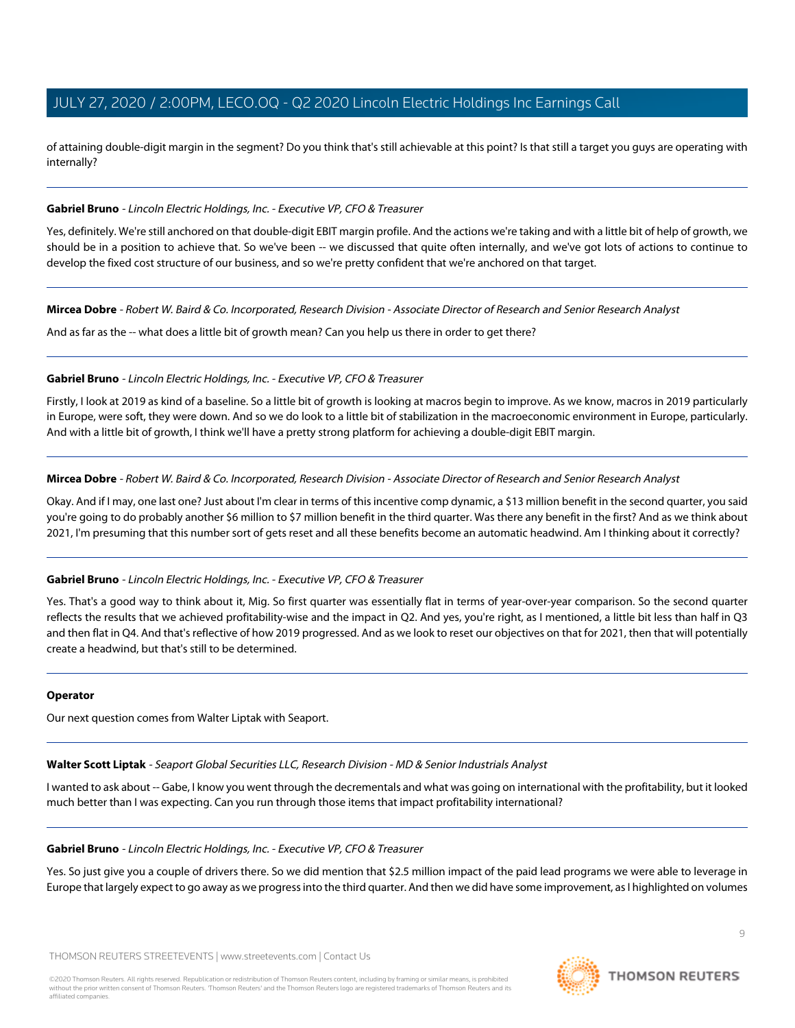of attaining double-digit margin in the segment? Do you think that's still achievable at this point? Is that still a target you guys are operating with internally?

---

**Gabriel Bruno** - *Lincoln Electric Holdings, Inc. - Executive VP, CFO & Treasurer*

Yes, definitely. We're still anchored on that double-digit EBIT margin profile. And the actions we're taking and with a little bit of help of growth, we should be in a position to achieve that. So we've been -- we discussed that quite often internally, and we've got lots of actions to continue to develop the fixed cost structure of our business, and so we're pretty confident that we're anchored on that target.

---

**Mircea Dobre** - *Robert W. Baird & Co. Incorporated, Research Division - Associate Director of Research and Senior Research Analyst*

And as far as the -- what does a little bit of growth mean? Can you help us there in order to get there?

---

**Gabriel Bruno** - *Lincoln Electric Holdings, Inc. - Executive VP, CFO & Treasurer*

Firstly, I look at 2019 as kind of a baseline. So a little bit of growth is looking at macros begin to improve. As we know, macros in 2019 particularly in Europe, were soft, they were down. And so we do look to a little bit of stabilization in the macroeconomic environment in Europe, particularly. And with a little bit of growth, I think we'll have a pretty strong platform for achieving a double-digit EBIT margin.

---

**Mircea Dobre** - *Robert W. Baird & Co. Incorporated, Research Division - Associate Director of Research and Senior Research Analyst*

Okay. And if I may, one last one? Just about I'm clear in terms of this incentive comp dynamic, a $13 million benefit in the second quarter, you said you're going to do probably another $6 million to $7 million benefit in the third quarter. Was there any benefit in the first? And as we think about 2021, I'm presuming that this number sort of gets reset and all these benefits become an automatic headwind. Am I thinking about it correctly?

---

**Gabriel Bruno** - *Lincoln Electric Holdings, Inc. - Executive VP, CFO & Treasurer*

Yes. That's a good way to think about it, Mig. So first quarter was essentially flat in terms of year-over-year comparison. So the second quarter reflects the results that we achieved profitability-wise and the impact in Q2. And yes, you're right, as I mentioned, a little bit less than half in Q3 and then flat in Q4. And that's reflective of how 2019 progressed. And as we look to reset our objectives on that for 2021, then that will potentially create a headwind, but that's still to be determined.

---

**Operator**

Our next question comes from Walter Liptak with Seaport.

---

**Walter Scott Liptak** - *Seaport Global Securities LLC, Research Division - MD & Senior Industrials Analyst*

I wanted to ask about -- Gabe, I know you went through the decrementals and what was going on international with the profitability, but it looked much better than I was expecting. Can you run through those items that impact profitability international?

---

**Gabriel Bruno** - *Lincoln Electric Holdings, Inc. - Executive VP, CFO & Treasurer*

Yes. So just give you a couple of drivers there. So we did mention that $2.5 million impact of the paid lead programs we were able to leverage in Europe that largely expect to go away as we progress into the third quarter. And then we did have some improvement, as I highlighted on volumes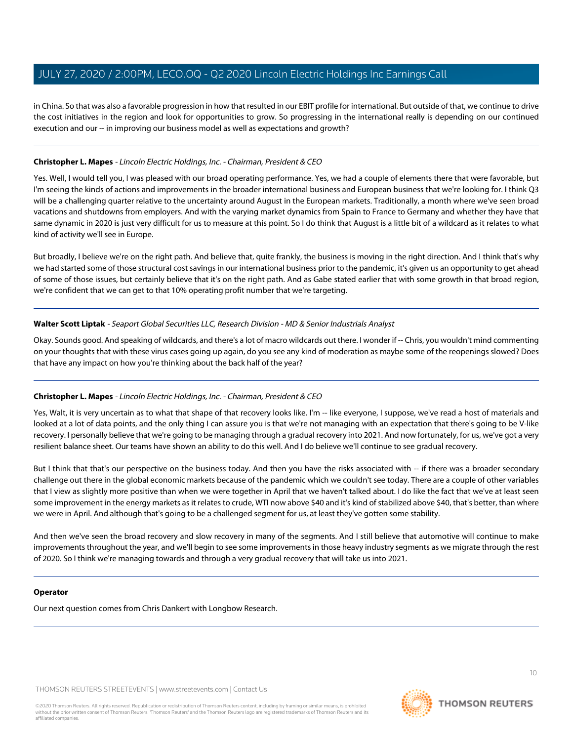in China. So that was also a favorable progression in how that resulted in our EBIT profile for international. But outside of that, we continue to drive the cost initiatives in the region and look for opportunities to grow. So progressing in the international really is depending on our continued execution and our -- in improving our business model as well as expectations and growth?

---

**Christopher L. Mapes** - *Lincoln Electric Holdings, Inc. - Chairman, President & CEO*

Yes. Well, I would tell you, I was pleased with our broad operating performance. Yes, we had a couple of elements there that were favorable, but I'm seeing the kinds of actions and improvements in the broader international business and European business that we're looking for. I think Q3 will be a challenging quarter relative to the uncertainty around August in the European markets. Traditionally, a month where we've seen broad vacations and shutdowns from employers. And with the varying market dynamics from Spain to France to Germany and whether they have that same dynamic in 2020 is just very difficult for us to measure at this point. So I do think that August is a little bit of a wildcard as it relates to what kind of activity we'll see in Europe.

But broadly, I believe we're on the right path. And believe that, quite frankly, the business is moving in the right direction. And I think that's why we had started some of those structural cost savings in our international business prior to the pandemic, it's given us an opportunity to get ahead of some of those issues, but certainly believe that it's on the right path. And as Gabe stated earlier that with some growth in that broad region, we're confident that we can get to that 10% operating profit number that we're targeting.

---

**Walter Scott Liptak** - *Seaport Global Securities LLC, Research Division - MD & Senior Industrials Analyst*

Okay. Sounds good. And speaking of wildcards, and there's a lot of macro wildcards out there. I wonder if -- Chris, you wouldn't mind commenting on your thoughts that with these virus cases going up again, do you see any kind of moderation as maybe some of the reopenings slowed? Does that have any impact on how you're thinking about the back half of the year?

---

**Christopher L. Mapes** - *Lincoln Electric Holdings, Inc. - Chairman, President & CEO*

Yes, Walt, it is very uncertain as to what that shape of that recovery looks like. I'm -- like everyone, I suppose, we've read a host of materials and looked at a lot of data points, and the only thing I can assure you is that we're not managing with an expectation that there's going to be V-like recovery. I personally believe that we're going to be managing through a gradual recovery into 2021. And now fortunately, for us, we've got a very resilient balance sheet. Our teams have shown an ability to do this well. And I do believe we'll continue to see gradual recovery.

But I think that that's our perspective on the business today. And then you have the risks associated with -- if there was a broader secondary challenge out there in the global economic markets because of the pandemic which we couldn't see today. There are a couple of other variables that I view as slightly more positive than when we were together in April that we haven't talked about. I do like the fact that we've at least seen some improvement in the energy markets as it relates to crude, WTI now above $40 and it's kind of stabilized above $40, that's better, than where we were in April. And although that's going to be a challenged segment for us, at least they've gotten some stability.

And then we've seen the broad recovery and slow recovery in many of the segments. And I still believe that automotive will continue to make improvements throughout the year, and we'll begin to see some improvements in those heavy industry segments as we migrate through the rest of 2020. So I think we're managing towards and through a very gradual recovery that will take us into 2021.

---

**Operator**

Our next question comes from Chris Dankert with Longbow Research.

---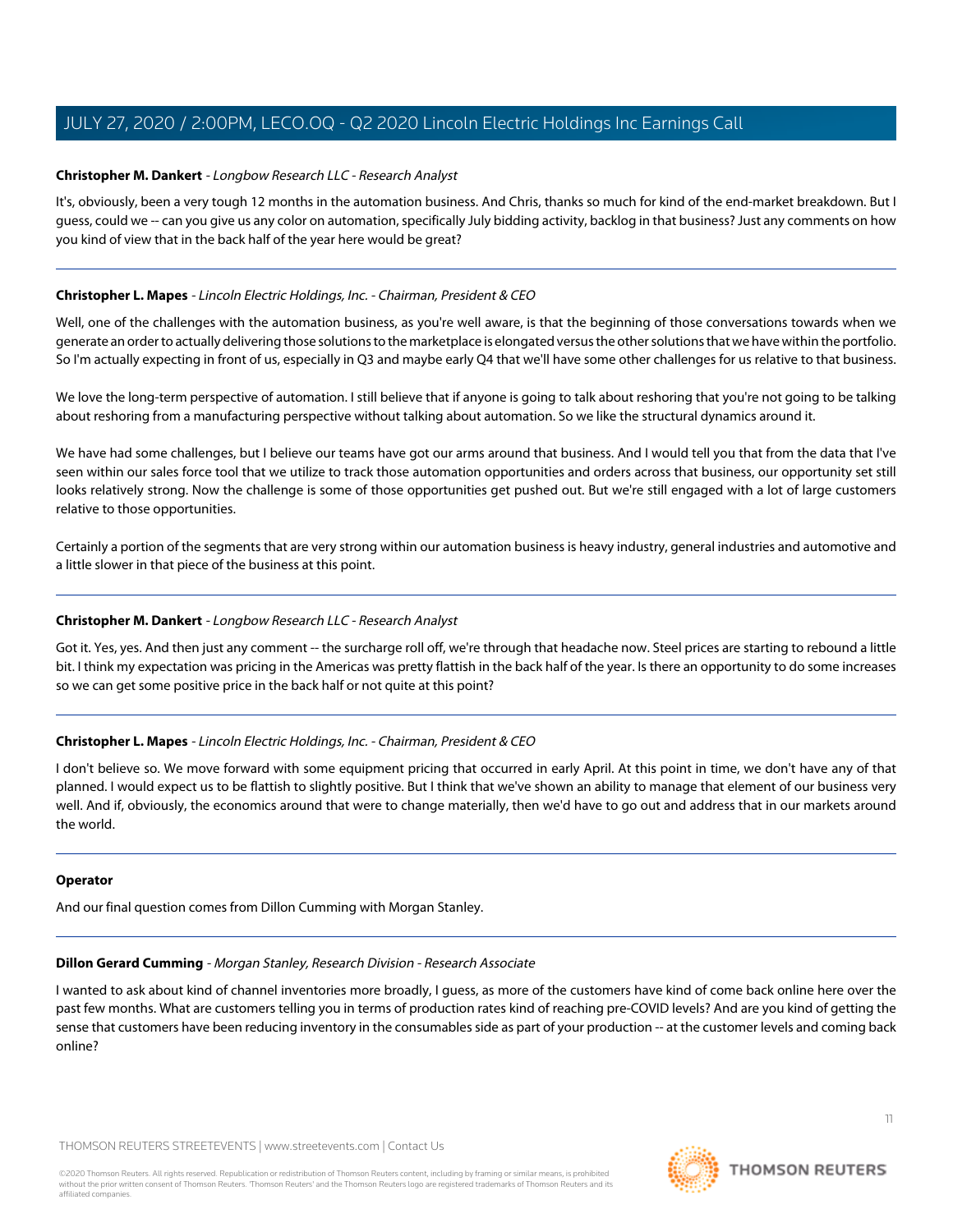**Christopher M. Dankert** - *Longbow Research LLC - Research Analyst*

It's, obviously, been a very tough 12 months in the automation business. And Chris, thanks so much for kind of the end-market breakdown. But I guess, could we -- can you give us any color on automation, specifically July bidding activity, backlog in that business? Just any comments on how you kind of view that in the back half of the year here would be great?

---

**Christopher L. Mapes** - *Lincoln Electric Holdings, Inc. - Chairman, President & CEO*

Well, one of the challenges with the automation business, as you're well aware, is that the beginning of those conversations towards when we generate an order to actually delivering those solutions to the marketplace is elongated versus the other solutions that we have within the portfolio. So I'm actually expecting in front of us, especially in Q3 and maybe early Q4 that we'll have some other challenges for us relative to that business.

We love the long-term perspective of automation. I still believe that if anyone is going to talk about reshoring that you're not going to be talking about reshoring from a manufacturing perspective without talking about automation. So we like the structural dynamics around it.

We have had some challenges, but I believe our teams have got our arms around that business. And I would tell you that from the data that I've seen within our sales force tool that we utilize to track those automation opportunities and orders across that business, our opportunity set still looks relatively strong. Now the challenge is some of those opportunities get pushed out. But we're still engaged with a lot of large customers relative to those opportunities.

Certainly a portion of the segments that are very strong within our automation business is heavy industry, general industries and automotive and a little slower in that piece of the business at this point.

---

**Christopher M. Dankert** - *Longbow Research LLC - Research Analyst*

Got it. Yes, yes. And then just any comment -- the surcharge roll off, we're through that headache now. Steel prices are starting to rebound a little bit. I think my expectation was pricing in the Americas was pretty flattish in the back half of the year. Is there an opportunity to do some increases so we can get some positive price in the back half or not quite at this point?

---

**Christopher L. Mapes** - *Lincoln Electric Holdings, Inc. - Chairman, President & CEO*

I don't believe so. We move forward with some equipment pricing that occurred in early April. At this point in time, we don't have any of that planned. I would expect us to be flattish to slightly positive. But I think that we've shown an ability to manage that element of our business very well. And if, obviously, the economics around that were to change materially, then we'd have to go out and address that in our markets around the world.

---

**Operator**

And our final question comes from Dillon Cumming with Morgan Stanley.

---

**Dillon Gerard Cumming** - *Morgan Stanley, Research Division - Research Associate*

I wanted to ask about kind of channel inventories more broadly, I guess, as more of the customers have kind of come back online here over the past few months. What are customers telling you in terms of production rates kind of reaching pre-COVID levels? And are you kind of getting the sense that customers have been reducing inventory in the consumables side as part of your production -- at the customer levels and coming back online?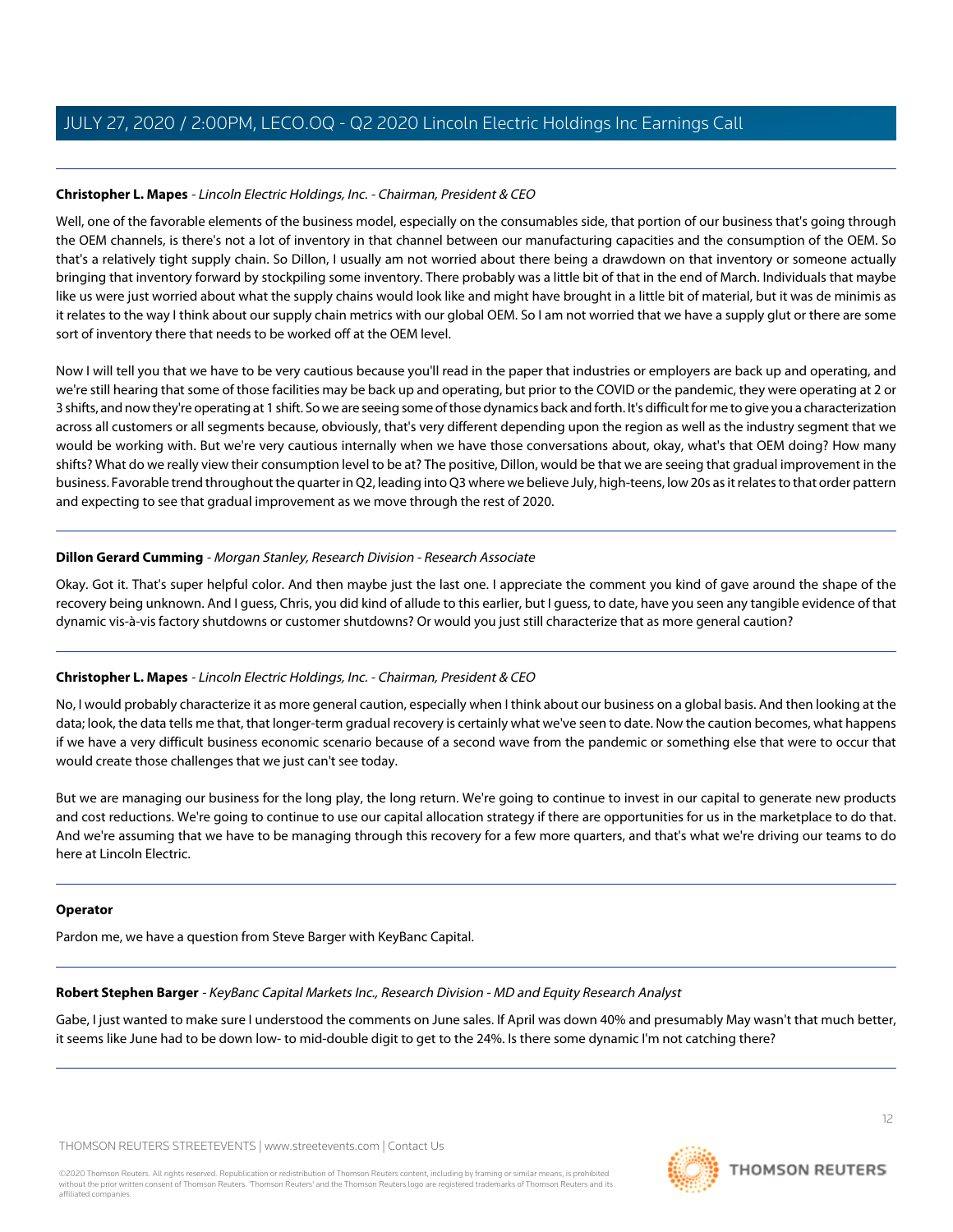**Christopher L. Mapes** - *Lincoln Electric Holdings, Inc. - Chairman, President & CEO*

Well, one of the favorable elements of the business model, especially on the consumables side, that portion of our business that's going through the OEM channels, is there's not a lot of inventory in that channel between our manufacturing capacities and the consumption of the OEM. So that's a relatively tight supply chain. So Dillon, I usually am not worried about there being a drawdown on that inventory or someone actually bringing that inventory forward by stockpiling some inventory. There probably was a little bit of that in the end of March. Individuals that maybe like us were just worried about what the supply chains would look like and might have brought in a little bit of material, but it was de minimis as it relates to the way I think about our supply chain metrics with our global OEM. So I am not worried that we have a supply glut or there are some sort of inventory there that needs to be worked off at the OEM level.

Now I will tell you that we have to be very cautious because you'll read in the paper that industries or employers are back up and operating, and we're still hearing that some of those facilities may be back up and operating, but prior to the COVID or the pandemic, they were operating at 2 or 3 shifts, and now they're operating at 1 shift. So we are seeing some of those dynamics back and forth. It's difficult for me to give you a characterization across all customers or all segments because, obviously, that's very different depending upon the region as well as the industry segment that we would be working with. But we're very cautious internally when we have those conversations about, okay, what's that OEM doing? How many shifts? What do we really view their consumption level to be at? The positive, Dillon, would be that we are seeing that gradual improvement in the business. Favorable trend throughout the quarter in Q2, leading into Q3 where we believe July, high-teens, low 20s as it relates to that order pattern and expecting to see that gradual improvement as we move through the rest of 2020.

**Dillon Gerard Cumming** - *Morgan Stanley, Research Division - Research Associate*

Okay. Got it. That's super helpful color. And then maybe just the last one. I appreciate the comment you kind of gave around the shape of the recovery being unknown. And I guess, Chris, you did kind of allude to this earlier, but I guess, to date, have you seen any tangible evidence of that dynamic vis-à-vis factory shutdowns or customer shutdowns? Or would you just still characterize that as more general caution?

**Christopher L. Mapes** - *Lincoln Electric Holdings, Inc. - Chairman, President & CEO*

No, I would probably characterize it as more general caution, especially when I think about our business on a global basis. And then looking at the data; look, the data tells me that, that longer-term gradual recovery is certainly what we've seen to date. Now the caution becomes, what happens if we have a very difficult business economic scenario because of a second wave from the pandemic or something else that were to occur that would create those challenges that we just can't see today.

But we are managing our business for the long play, the long return. We're going to continue to invest in our capital to generate new products and cost reductions. We're going to continue to use our capital allocation strategy if there are opportunities for us in the marketplace to do that. And we're assuming that we have to be managing through this recovery for a few more quarters, and that's what we're driving our teams to do here at Lincoln Electric.

**Operator**

Pardon me, we have a question from Steve Barger with KeyBanc Capital.

**Robert Stephen Barger** - *KeyBanc Capital Markets Inc., Research Division - MD and Equity Research Analyst*

Gabe, I just wanted to make sure I understood the comments on June sales. If April was down 40% and presumably May wasn't that much better, it seems like June had to be down low- to mid-double digit to get to the 24%. Is there some dynamic I'm not catching there?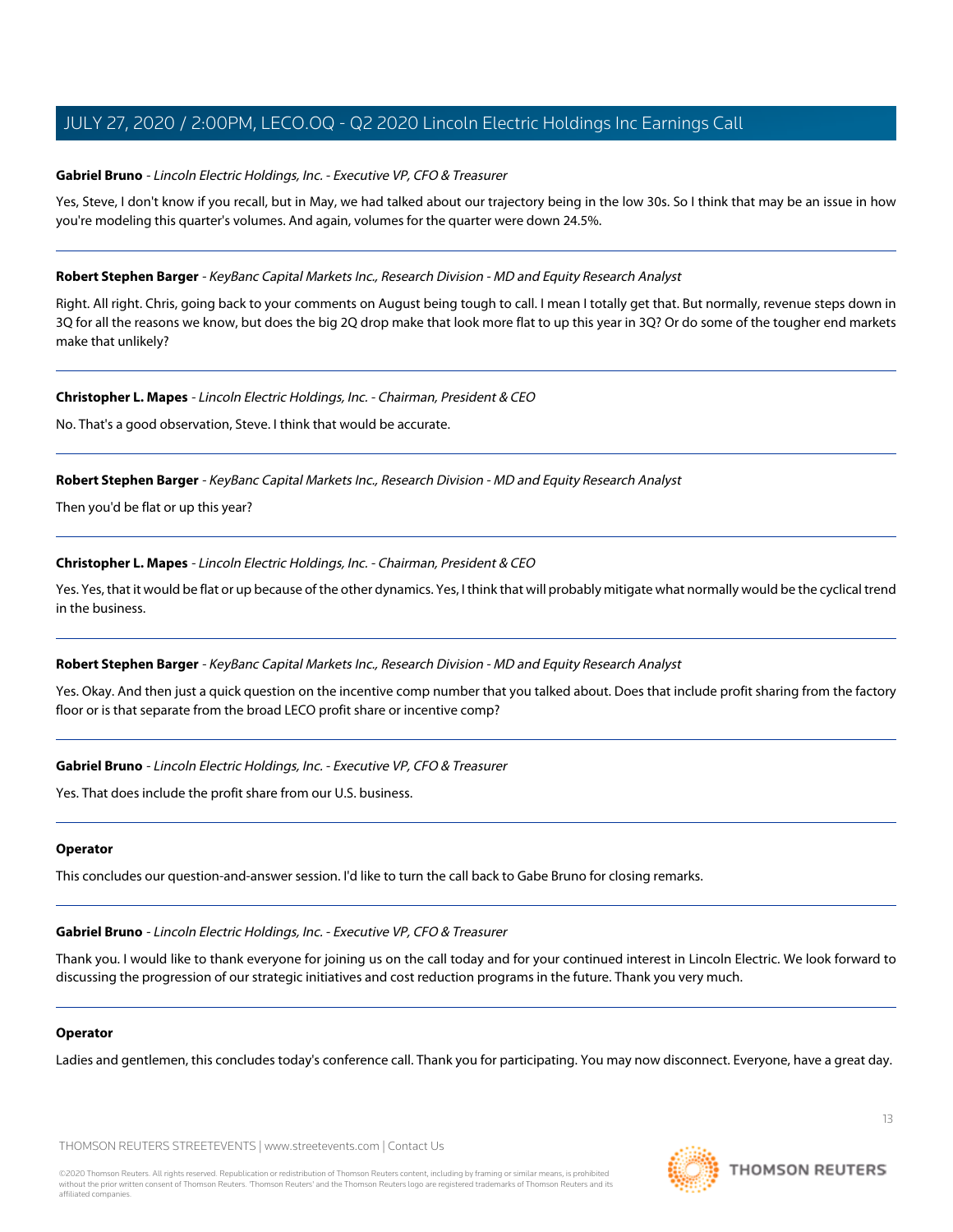**Gabriel Bruno** - *Lincoln Electric Holdings, Inc. - Executive VP, CFO & Treasurer*

Yes, Steve, I don't know if you recall, but in May, we had talked about our trajectory being in the low 30s. So I think that may be an issue in how you're modeling this quarter's volumes. And again, volumes for the quarter were down 24.5%.

---

**Robert Stephen Barger** - *KeyBanc Capital Markets Inc., Research Division - MD and Equity Research Analyst*

Right. All right. Chris, going back to your comments on August being tough to call. I mean I totally get that. But normally, revenue steps down in 3Q for all the reasons we know, but does the big 2Q drop make that look more flat to up this year in 3Q? Or do some of the tougher end markets make that unlikely?

---

**Christopher L. Mapes** - *Lincoln Electric Holdings, Inc. - Chairman, President & CEO*

No. That's a good observation, Steve. I think that would be accurate.

---

**Robert Stephen Barger** - *KeyBanc Capital Markets Inc., Research Division - MD and Equity Research Analyst*

Then you'd be flat or up this year?

---

**Christopher L. Mapes** - *Lincoln Electric Holdings, Inc. - Chairman, President & CEO*

Yes. Yes, that it would be flat or up because of the other dynamics. Yes, I think that will probably mitigate what normally would be the cyclical trend in the business.

---

**Robert Stephen Barger** - *KeyBanc Capital Markets Inc., Research Division - MD and Equity Research Analyst*

Yes. Okay. And then just a quick question on the incentive comp number that you talked about. Does that include profit sharing from the factory floor or is that separate from the broad LECO profit share or incentive comp?

---

**Gabriel Bruno** - *Lincoln Electric Holdings, Inc. - Executive VP, CFO & Treasurer*

Yes. That does include the profit share from our U.S. business.

---

**Operator**

This concludes our question-and-answer session. I'd like to turn the call back to Gabe Bruno for closing remarks.

---

**Gabriel Bruno** - *Lincoln Electric Holdings, Inc. - Executive VP, CFO & Treasurer*

Thank you. I would like to thank everyone for joining us on the call today and for your continued interest in Lincoln Electric. We look forward to discussing the progression of our strategic initiatives and cost reduction programs in the future. Thank you very much.

---

**Operator**

Ladies and gentlemen, this concludes today's conference call. Thank you for participating. You may now disconnect. Everyone, have a great day.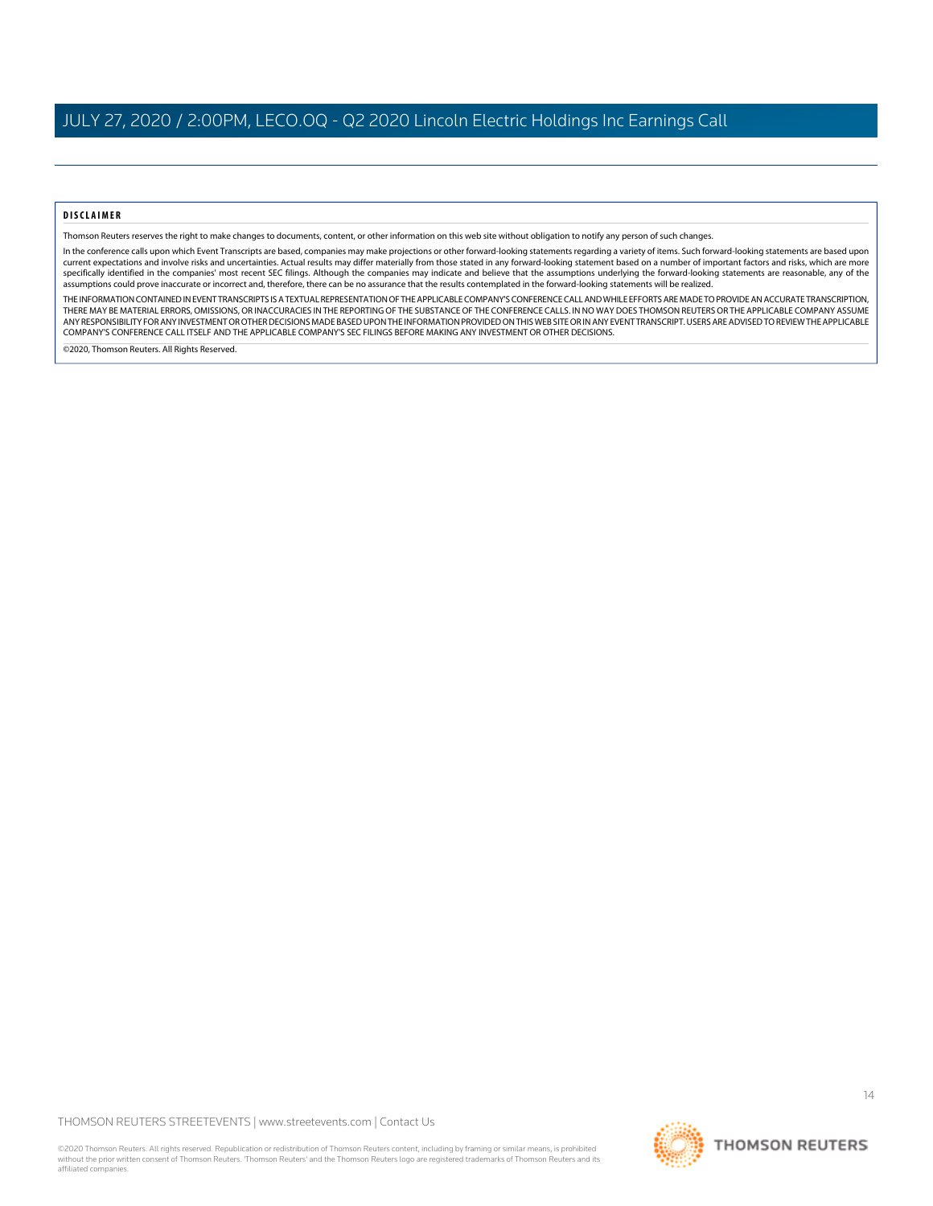**DISCLAIMER**

Thomson Reuters reserves the right to make changes to documents, content, or other information on this web site without obligation to notify any person of such changes.

In the conference calls upon which Event Transcripts are based, companies may make projections or other forward-looking statements regarding a variety of items. Such forward-looking statements are based upon current expectations and involve risks and uncertainties. Actual results may differ materially from those stated in any forward-looking statement based on a number of important factors and risks, which are more specifically identified in the companies' most recent SEC filings. Although the companies may indicate and believe that the assumptions underlying the forward-looking statements are reasonable, any of the assumptions could prove inaccurate or incorrect and, therefore, there can be no assurance that the results contemplated in the forward-looking statements will be realized.

THE INFORMATION CONTAINED IN EVENT TRANSCRIPTS IS A TEXTUAL REPRESENTATION OF THE APPLICABLE COMPANY'S CONFERENCE CALL AND WHILE EFFORTS ARE MADE TO PROVIDE AN ACCURATE TRANSCRIPTION, THERE MAY BE MATERIAL ERRORS, OMISSIONS, OR INACCURACIES IN THE REPORTING OF THE SUBSTANCE OF THE CONFERENCE CALLS. IN NO WAY DOES THOMSON REUTERS OR THE APPLICABLE COMPANY ASSUME ANY RESPONSIBILITY FOR ANY INVESTMENT OR OTHER DECISIONS MADE BASED UPON THE INFORMATION PROVIDED ON THIS WEB SITE OR IN ANY EVENT TRANSCRIPT. USERS ARE ADVISED TO REVIEW THE APPLICABLE COMPANY'S CONFERENCE CALL ITSELF AND THE APPLICABLE COMPANY'S SEC FILINGS BEFORE MAKING ANY INVESTMENT OR OTHER DECISIONS.

©2020, Thomson Reuters. All Rights Reserved.